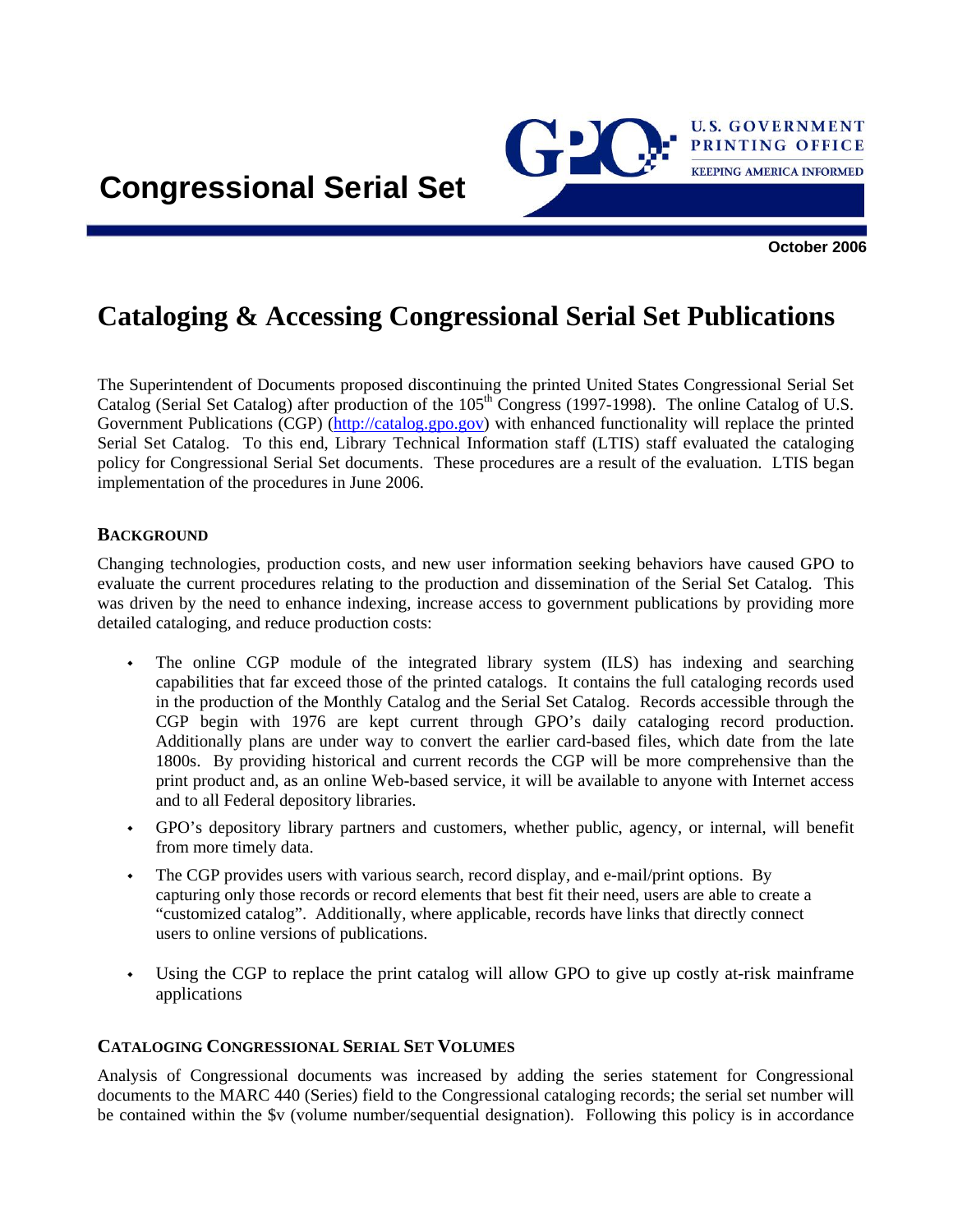Congressional Serial Set

U.S. GOVERNMENT PRINTING OFFICE
KEEPING AMERICA INFORMED

October 2006

# Cataloging & Accessing Congressional Serial Set Publications

The Superintendent of Documents proposed discontinuing the printed United States Congressional Serial Set Catalog (Serial Set Catalog) after production of the 105th Congress (1997-1998). The online Catalog of U.S. Government Publications (CGP) (http://catalog.gpo.gov) with enhanced functionality will replace the printed Serial Set Catalog. To this end, Library Technical Information staff (LTIS) staff evaluated the cataloging policy for Congressional Serial Set documents. These procedures are a result of the evaluation. LTIS began implementation of the procedures in June 2006.

## BACKGROUND

Changing technologies, production costs, and new user information seeking behaviors have caused GPO to evaluate the current procedures relating to the production and dissemination of the Serial Set Catalog. This was driven by the need to enhance indexing, increase access to government publications by providing more detailed cataloging, and reduce production costs:

- The online CGP module of the integrated library system (ILS) has indexing and searching capabilities that far exceed those of the printed catalogs. It contains the full cataloging records used in the production of the Monthly Catalog and the Serial Set Catalog. Records accessible through the CGP begin with 1976 are kept current through GPO's daily cataloging record production. Additionally plans are under way to convert the earlier card-based files, which date from the late 1800s. By providing historical and current records the CGP will be more comprehensive than the print product and, as an online Web-based service, it will be available to anyone with Internet access and to all Federal depository libraries.
- GPO's depository library partners and customers, whether public, agency, or internal, will benefit from more timely data.
- The CGP provides users with various search, record display, and e-mail/print options. By capturing only those records or record elements that best fit their need, users are able to create a "customized catalog". Additionally, where applicable, records have links that directly connect users to online versions of publications.
- Using the CGP to replace the print catalog will allow GPO to give up costly at-risk mainframe applications

## CATALOGING CONGRESSIONAL SERIAL SET VOLUMES

Analysis of Congressional documents was increased by adding the series statement for Congressional documents to the MARC 440 (Series) field to the Congressional cataloging records; the serial set number will be contained within the $v (volume number/sequential designation). Following this policy is in accordance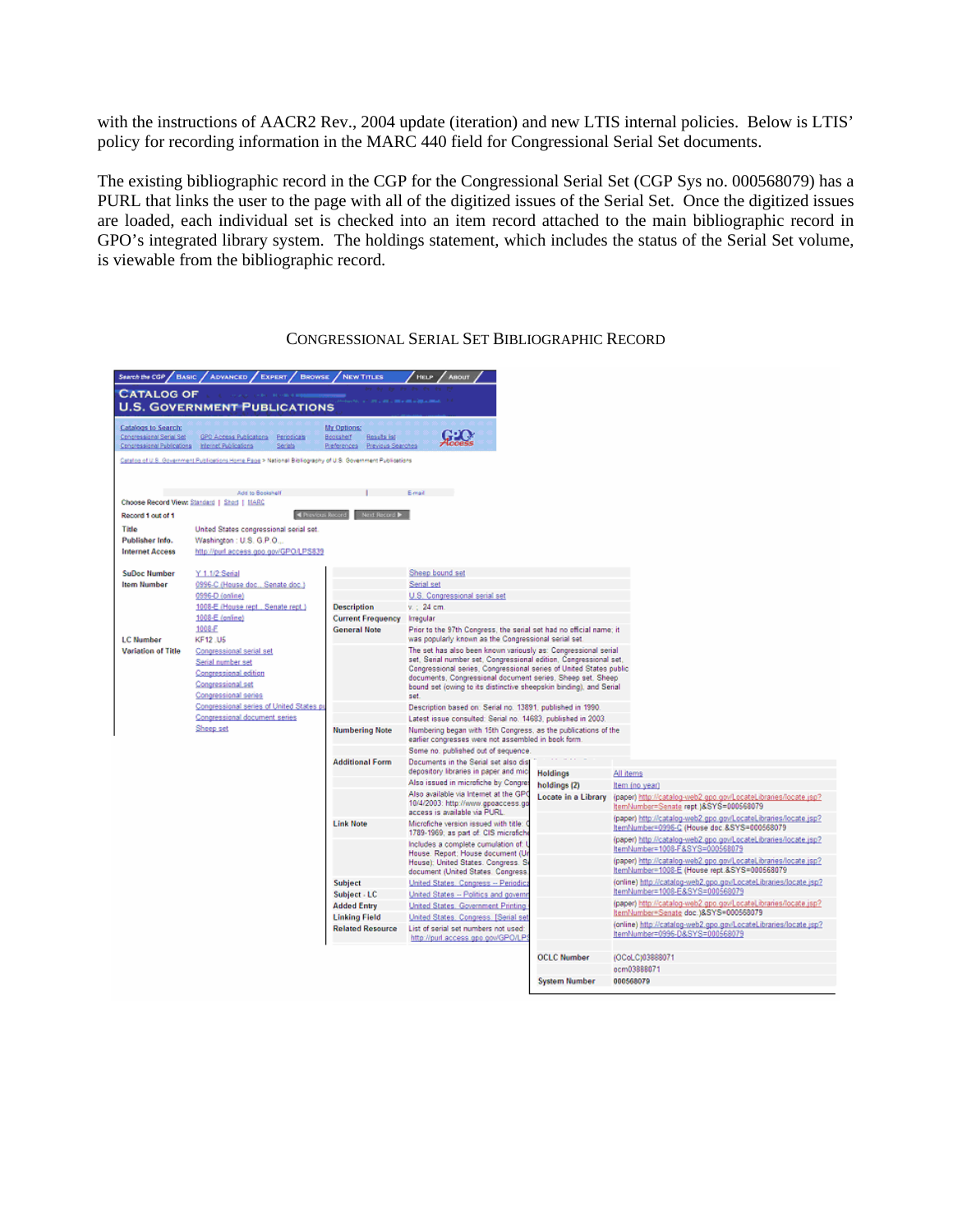with the instructions of AACR2 Rev., 2004 update (iteration) and new LTIS internal policies. Below is LTIS' policy for recording information in the MARC 440 field for Congressional Serial Set documents.

The existing bibliographic record in the CGP for the Congressional Serial Set (CGP Sys no. 000568079) has a PURL that links the user to the page with all of the digitized issues of the Serial Set. Once the digitized issues are loaded, each individual set is checked into an item record attached to the main bibliographic record in GPO's integrated library system. The holdings statement, which includes the status of the Serial Set volume, is viewable from the bibliographic record.

CONGRESSIONAL SERIAL SET BIBLIOGRAPHIC RECORD

Search the CGP / Basic / Advanced / Expert / Browse / New Titles / Help / About

CATALOG OF U.S. GOVERNMENT PUBLICATIONS

Catalogs to Search: Congressional Serial Set | GPO Access Publications | Periodicals | Congressional Publications | Internet Publications | Serials

My Options: Bookshelf | Results list | Preferences | Previous Searches

Catalog of U.S. Government Publications Home Page > National Bibliography of U.S. Government Publications

Add to Bookshelf | E-mail

Choose Record View: Standard | Short | MARC

Record 1 out of 1 — Previous Record | Next Record

| | |
|---|---|
| Title | United States congressional serial set. |
| Publisher Info. | Washington : U.S. G.P.O., |
| Internet Access | http://purl.access.gpo.gov/GPO/LPS839 |
| SuDoc Number | Y 1.1/2:Serial |
| Item Number | 0996-C (House doc., Senate doc.) |
| | 0996-D (online) |
| | 1008-E (House rept., Senate rept.) |
| | 1008-E (online) |
| | 1008-F |
| LC Number | KF12 .U5 |
| Variation of Title | Congressional serial set |
| | Serial number set |
| | Congressional edition |
| | Congressional set |
| | Congressional series |
| | Congressional series of United States pu... |
| | Congressional document series |
| | Sheep set |
| | Sheep bound set |
| | Serial set |
| | U.S. Congressional serial set |
| Description | v. ; 24 cm. |
| Current Frequency | Irregular |
| General Note | Prior to the 97th Congress, the serial set had no official name; it was popularly known as the Congressional serial set. |
| | The set has also been known variously as: Congressional serial set, Serial number set, Congressional edition, Congressional set, Congressional series, Congressional series of United States public documents, Congressional document series, Sheep set, Sheep bound set (owing to its distinctive sheepskin binding), and Serial set. |
| | Description based on: Serial no. 13891, published in 1990. |
| | Latest issue consulted: Serial no. 14683, published in 2003. |
| Numbering Note | Numbering began with 15th Congress, as the publications of the earlier congresses were not assembled in book form. |
| | Some no. published out of sequence. |
| Additional Form | Documents in the Serial set also dis... depository libraries in paper and mic... |
| | Also issued in microfiche by Congre... |
| | Also available via Internet at the GP... 10/4/2003: http://www.gpoaccess.go... access is available via PURL. |
| Link Note | Microfiche version issued with title: ... 1789-1969, as part of: CIS microfiche... |
| | Includes a complete cumulation of: U... House. Report; House document (Un... House); United States. Congress. S... document (United States. Congress... |
| Subject | United States. Congress -- Periodica... |
| Subject - LC | United States -- Politics and governm... |
| Added Entry | United States. Government Printing... |
| Linking Field | United States. Congress. [Serial set... |
| Related Resource | List of serial set numbers not used: http://purl.access.gpo.gov/GPO/LPS... |

| | |
|---|---|
| Holdings | All items |
| holdings (2) | Item (no year) |
| Locate in a Library | (paper) http://catalog-web2.gpo.gov/LocateLibraries/locate.jsp?ItemNumber=Senate rept.)&SYS=000568079 |
| | (paper) http://catalog-web2.gpo.gov/LocateLibraries/locate.jsp?ItemNumber=0996-C (House doc.&SYS=000568079 |
| | (paper) http://catalog-web2.gpo.gov/LocateLibraries/locate.jsp?ItemNumber=1008-F&SYS=000568079 |
| | (paper) http://catalog-web2.gpo.gov/LocateLibraries/locate.jsp?ItemNumber=1008-E (House rept.&SYS=000568079 |
| | (online) http://catalog-web2.gpo.gov/LocateLibraries/locate.jsp?ItemNumber=1008-E&SYS=000568079 |
| | (paper) http://catalog-web2.gpo.gov/LocateLibraries/locate.jsp?ItemNumber=Senate doc.)&SYS=000568079 |
| | (online) http://catalog-web2.gpo.gov/LocateLibraries/locate.jsp?ItemNumber=0996-D&SYS=000568079 |
| OCLC Number | (OCoLC)03888071 |
| | ocm03888071 |
| System Number | 000568079 |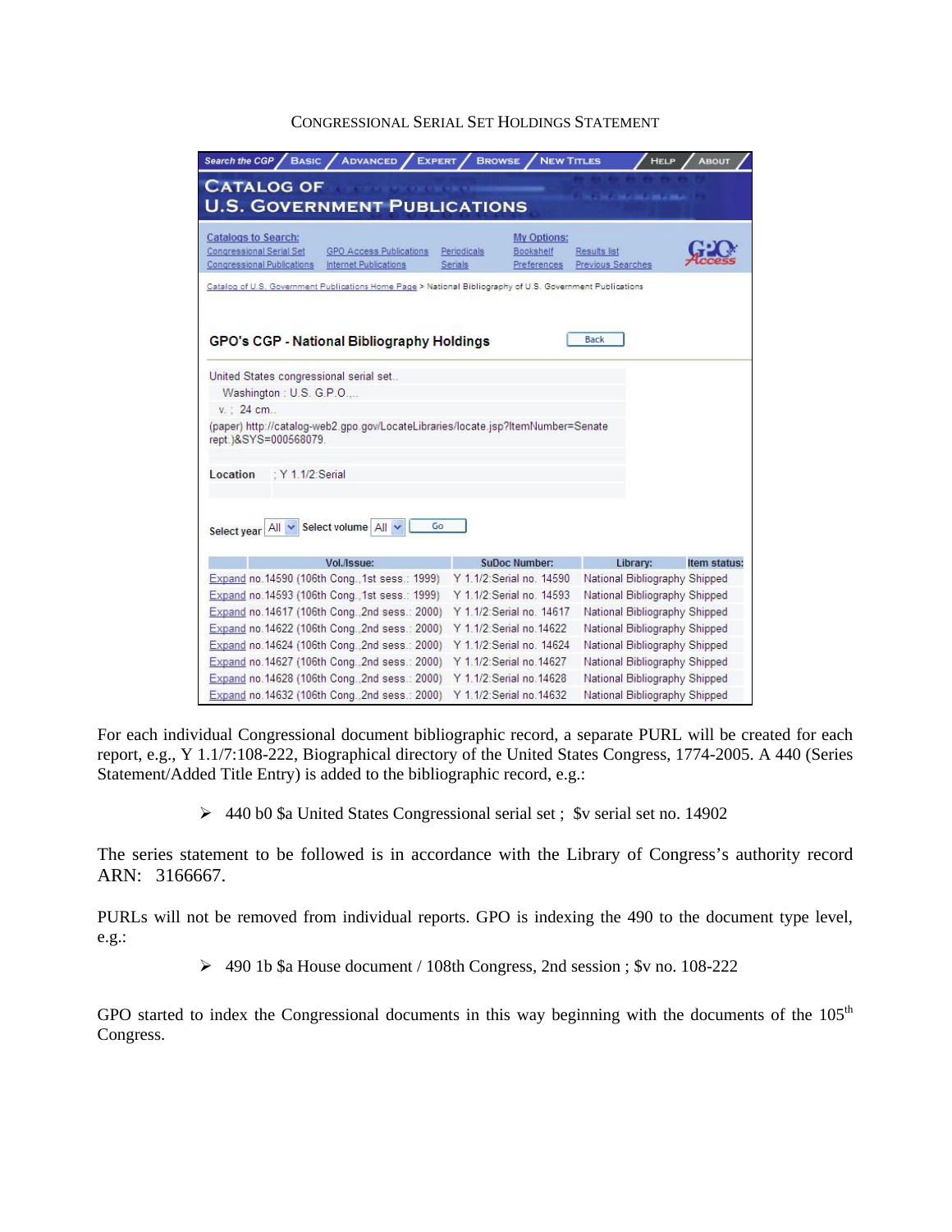CONGRESSIONAL SERIAL SET HOLDINGS STATEMENT

Search the CGP / BASIC / ADVANCED / EXPERT / BROWSE / NEW TITLES / HELP / ABOUT

CATALOG OF U.S. GOVERNMENT PUBLICATIONS

Catalogs to Search: Congressional Serial Set | GPO Access Publications | Periodicals | Congressional Publications | Internet Publications | Serials

My Options: Bookshelf | Results list | Preferences | Previous Searches

Catalog of U.S. Government Publications Home Page > National Bibliography of U.S. Government Publications

**GPO's CGP - National Bibliography Holdings** Back

United States congressional serial set..
Washington : U.S. G.P.O.,...
v. ; 24 cm..
(paper) http://catalog-web2.gpo.gov/LocateLibraries/locate.jsp?ItemNumber=Senate rept.)&SYS=000568079.

**Location** ; Y 1.1/2:Serial

Select year All Select volume All Go

| | Vol./Issue: | SuDoc Number: | Library: | Item status: |
|---|---|---|---|---|
| Expand | no.14590 (106th Cong.,1st sess.: 1999) | Y 1.1/2:Serial no. 14590 | National Bibliography | Shipped |
| Expand | no.14593 (106th Cong.,1st sess.: 1999) | Y 1.1/2:Serial no. 14593 | National Bibliography | Shipped |
| Expand | no.14617 (106th Cong.,2nd sess.: 2000) | Y 1.1/2:Serial no. 14617 | National Bibliography | Shipped |
| Expand | no.14622 (106th Cong.,2nd sess.: 2000) | Y 1.1/2:Serial no. 14622 | National Bibliography | Shipped |
| Expand | no.14624 (106th Cong.,2nd sess.: 2000) | Y 1.1/2:Serial no. 14624 | National Bibliography | Shipped |
| Expand | no.14627 (106th Cong.,2nd sess.: 2000) | Y 1.1/2:Serial no.14627 | National Bibliography | Shipped |
| Expand | no.14628 (106th Cong.,2nd sess.: 2000) | Y 1.1/2:Serial no.14628 | National Bibliography | Shipped |
| Expand | no.14632 (106th Cong.,2nd sess.: 2000) | Y 1.1/2:Serial no.14632 | National Bibliography | Shipped |

For each individual Congressional document bibliographic record, a separate PURL will be created for each report, e.g., Y 1.1/7:108-222, Biographical directory of the United States Congress, 1774-2005. A 440 (Series Statement/Added Title Entry) is added to the bibliographic record, e.g.:

- 440 b0 $a United States Congressional serial set ; $v serial set no. 14902

The series statement to be followed is in accordance with the Library of Congress's authority record ARN: 3166667.

PURLs will not be removed from individual reports. GPO is indexing the 490 to the document type level, e.g.:

- 490 1b $a House document / 108th Congress, 2nd session ; $v no. 108-222

GPO started to index the Congressional documents in this way beginning with the documents of the 105th Congress.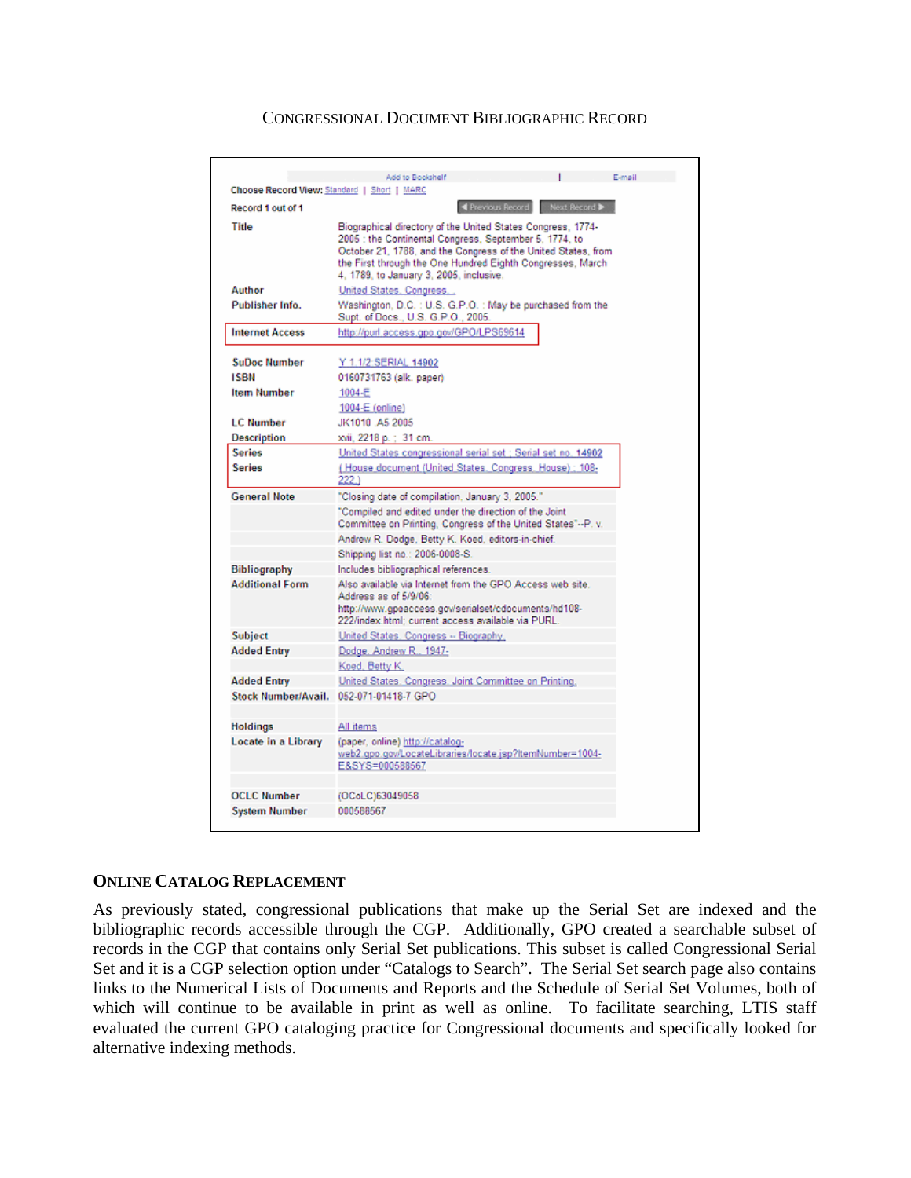CONGRESSIONAL DOCUMENT BIBLIOGRAPHIC RECORD

| | |
|---|---|
| | Add to Bookshelf \| E-mail |
| Choose Record View: Standard \| Short \| MARC | |
| Record 1 out of 1 | ◀ Previous Record  Next Record ▶ |
| Title | Biographical directory of the United States Congress, 1774-2005 : the Continental Congress, September 5, 1774, to October 21, 1788, and the Congress of the United States, from the First through the One Hundred Eighth Congresses, March 4, 1789, to January 3, 2005, inclusive. |
| Author | United States. Congress. |
| Publisher Info. | Washington, D.C. : U.S. G.P.O. : May be purchased from the Supt. of Docs., U.S. G.P.O., 2005. |
| Internet Access | http://purl.access.gpo.gov/GPO/LPS69614 |
| SuDoc Number | Y 1.1/2:SERIAL 14902 |
| ISBN | 0160731763 (alk. paper) |
| Item Number | 1004-E |
| | 1004-E (online) |
| LC Number | JK1010 .A5 2005 |
| Description | xvii, 2218 p. ; 31 cm. |
| Series | United States congressional serial set ; Serial set no. 14902 |
| Series | (House document (United States. Congress. House) ; 108-222.) |
| General Note | "Closing date of compilation, January 3, 2005." |
| | "Compiled and edited under the direction of the Joint Committee on Printing, Congress of the United States"--P. v. |
| | Andrew R. Dodge, Betty K. Koed, editors-in-chief. |
| | Shipping list no.: 2006-0008-S. |
| Bibliography | Includes bibliographical references. |
| Additional Form | Also available via Internet from the GPO Access web site. Address as of 5/9/06: http://www.gpoaccess.gov/serialset/cdocuments/hd108-222/index.html; current access available via PURL. |
| Subject | United States. Congress -- Biography. |
| Added Entry | Dodge, Andrew R., 1947- |
| | Koed, Betty K. |
| Added Entry | United States. Congress. Joint Committee on Printing. |
| Stock Number/Avail. | 052-071-01418-7 GPO |
| Holdings | All items |
| Locate in a Library | (paper, online) http://catalog-web2.gpo.gov/LocateLibraries/locate.jsp?ItemNumber=1004-E&SYS=000588567 |
| OCLC Number | (OCoLC)63049058 |
| System Number | 000588567 |

## ONLINE CATALOG REPLACEMENT

As previously stated, congressional publications that make up the Serial Set are indexed and the bibliographic records accessible through the CGP. Additionally, GPO created a searchable subset of records in the CGP that contains only Serial Set publications. This subset is called Congressional Serial Set and it is a CGP selection option under "Catalogs to Search". The Serial Set search page also contains links to the Numerical Lists of Documents and Reports and the Schedule of Serial Set Volumes, both of which will continue to be available in print as well as online. To facilitate searching, LTIS staff evaluated the current GPO cataloging practice for Congressional documents and specifically looked for alternative indexing methods.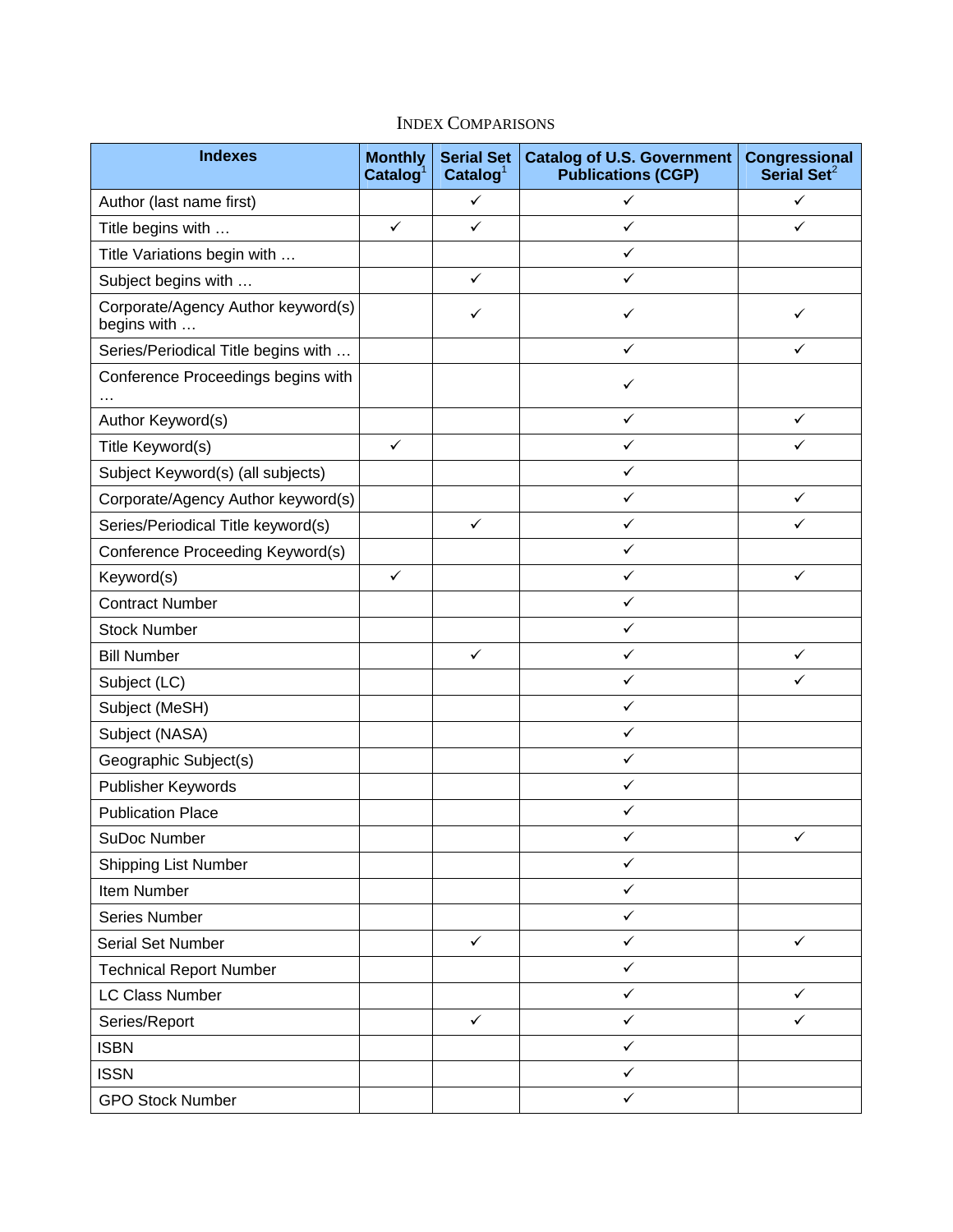# INDEX COMPARISONS

| Indexes | Monthly Catalog[1] | Serial Set Catalog[1] | Catalog of U.S. Government Publications (CGP) | Congressional Serial Set[2] |
|---|---|---|---|---|
| Author (last name first) | | ✓ | ✓ | ✓ |
| Title begins with … | ✓ | ✓ | ✓ | ✓ |
| Title Variations begin with … | | | ✓ | |
| Subject begins with … | | ✓ | ✓ | |
| Corporate/Agency Author keyword(s) begins with … | | ✓ | ✓ | ✓ |
| Series/Periodical Title begins with … | | | ✓ | ✓ |
| Conference Proceedings begins with … | | | ✓ | |
| Author Keyword(s) | | | ✓ | ✓ |
| Title Keyword(s) | ✓ | | ✓ | ✓ |
| Subject Keyword(s) (all subjects) | | | ✓ | |
| Corporate/Agency Author keyword(s) | | | ✓ | ✓ |
| Series/Periodical Title keyword(s) | | ✓ | ✓ | ✓ |
| Conference Proceeding Keyword(s) | | | ✓ | |
| Keyword(s) | ✓ | | ✓ | ✓ |
| Contract Number | | | ✓ | |
| Stock Number | | | ✓ | |
| Bill Number | | ✓ | ✓ | ✓ |
| Subject (LC) | | | ✓ | ✓ |
| Subject (MeSH) | | | ✓ | |
| Subject (NASA) | | | ✓ | |
| Geographic Subject(s) | | | ✓ | |
| Publisher Keywords | | | ✓ | |
| Publication Place | | | ✓ | |
| SuDoc Number | | | ✓ | ✓ |
| Shipping List Number | | | ✓ | |
| Item Number | | | ✓ | |
| Series Number | | | ✓ | |
| Serial Set Number | | ✓ | ✓ | ✓ |
| Technical Report Number | | | ✓ | |
| LC Class Number | | | ✓ | ✓ |
| Series/Report | | ✓ | ✓ | ✓ |
| ISBN | | | ✓ | |
| ISSN | | | ✓ | |
| GPO Stock Number | | | ✓ | |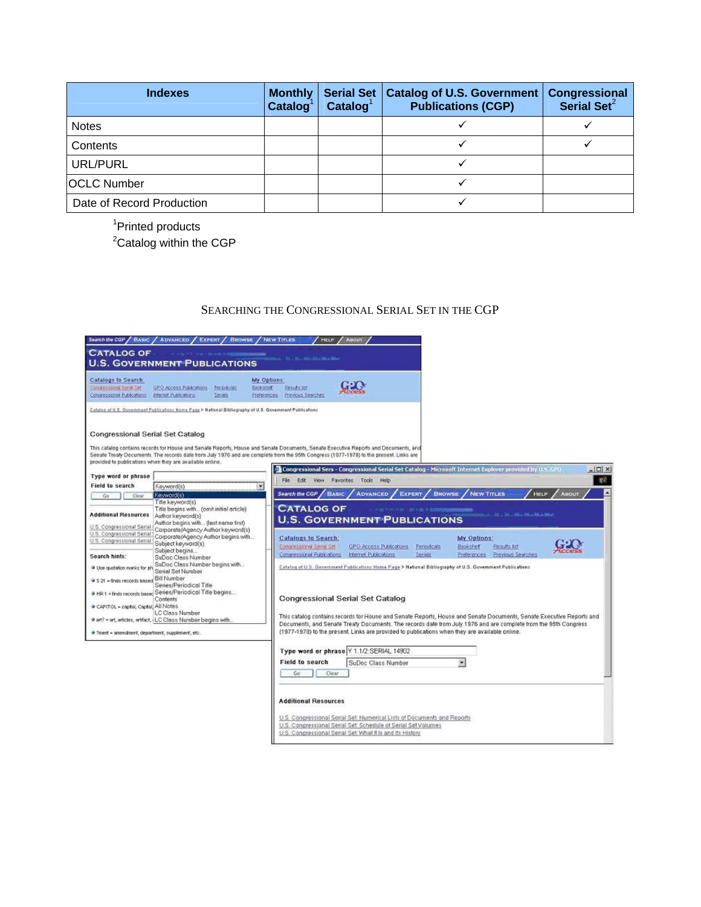| Indexes | Monthly Catalog[1] | Serial Set Catalog[1] | Catalog of U.S. Government Publications (CGP) | Congressional Serial Set[2] |
|---|---|---|---|---|
| Notes | | | ✓ | ✓ |
| Contents | | | ✓ | ✓ |
| URL/PURL | | | ✓ | |
| OCLC Number | | | ✓ | |
| Date of Record Production | | | ✓ | |

[1]Printed products

[2]Catalog within the CGP

## SEARCHING THE CONGRESSIONAL SERIAL SET IN THE CGP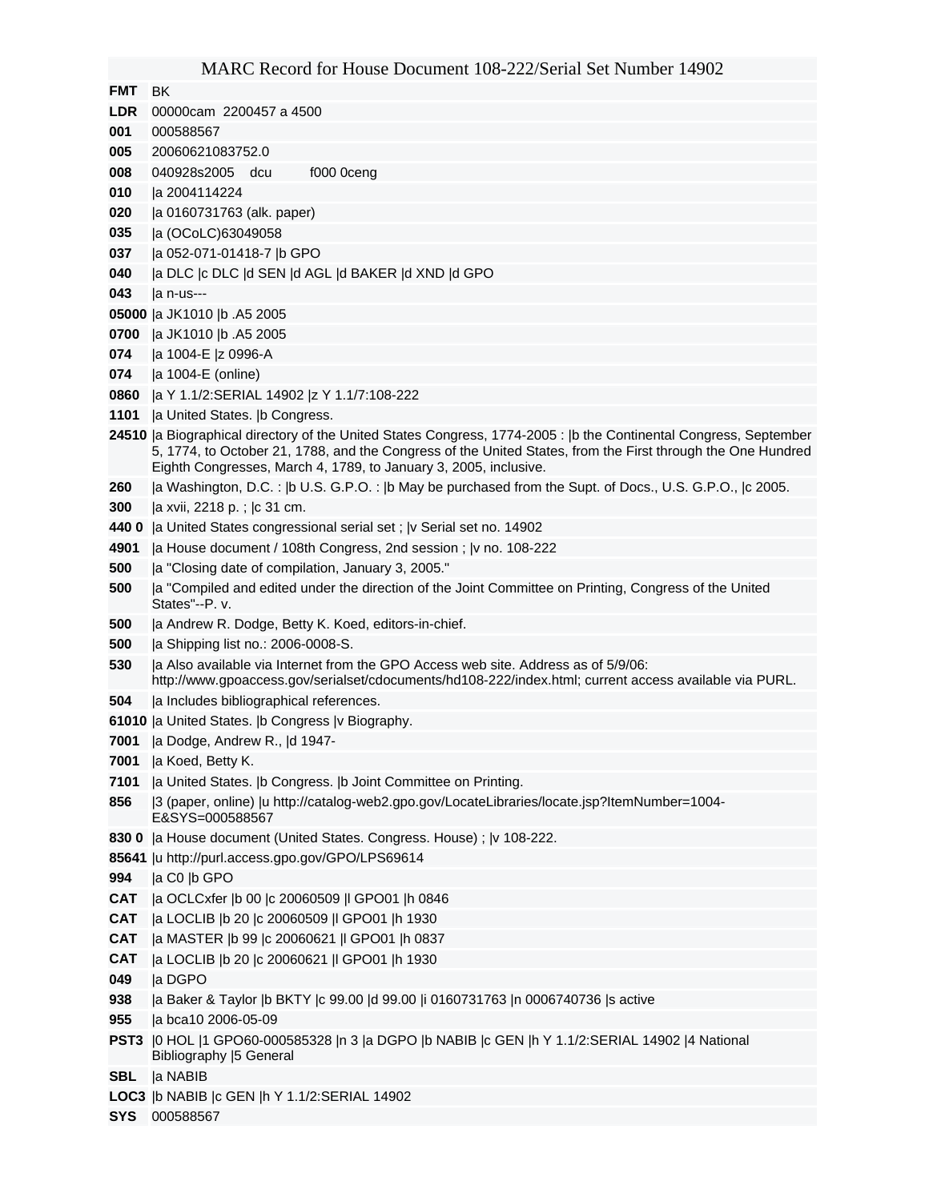# MARC Record for House Document 108-222/Serial Set Number 14902

| | |
|---|---|
| **FMT** | BK |
| **LDR** | 00000cam 2200457 a 4500 |
| **001** | 000588567 |
| **005** | 20060621083752.0 |
| **008** | 040928s2005 dcu f000 0ceng |
| **010** | \|a 2004114224 |
| **020** | \|a 0160731763 (alk. paper) |
| **035** | \|a (OCoLC)63049058 |
| **037** | \|a 052-071-01418-7 \|b GPO |
| **040** | \|a DLC \|c DLC \|d SEN \|d AGL \|d BAKER \|d XND \|d GPO |
| **043** | \|a n-us--- |
| **05000** | \|a JK1010 \|b .A5 2005 |
| **0700** | \|a JK1010 \|b .A5 2005 |
| **074** | \|a 1004-E \|z 0996-A |
| **074** | \|a 1004-E (online) |
| **0860** | \|a Y 1.1/2:SERIAL 14902 \|z Y 1.1/7:108-222 |
| **1101** | \|a United States. \|b Congress. |
| **24510** | \|a Biographical directory of the United States Congress, 1774-2005 : \|b the Continental Congress, September 5, 1774, to October 21, 1788, and the Congress of the United States, from the First through the One Hundred Eighth Congresses, March 4, 1789, to January 3, 2005, inclusive. |
| **260** | \|a Washington, D.C. : \|b U.S. G.P.O. : \|b May be purchased from the Supt. of Docs., U.S. G.P.O., \|c 2005. |
| **300** | \|a xvii, 2218 p. ; \|c 31 cm. |
| **440 0** | \|a United States congressional serial set ; \|v Serial set no. 14902 |
| **4901** | \|a House document / 108th Congress, 2nd session ; \|v no. 108-222 |
| **500** | \|a "Closing date of compilation, January 3, 2005." |
| **500** | \|a "Compiled and edited under the direction of the Joint Committee on Printing, Congress of the United States"--P. v. |
| **500** | \|a Andrew R. Dodge, Betty K. Koed, editors-in-chief. |
| **500** | \|a Shipping list no.: 2006-0008-S. |
| **530** | \|a Also available via Internet from the GPO Access web site. Address as of 5/9/06: http://www.gpoaccess.gov/serialset/cdocuments/hd108-222/index.html; current access available via PURL. |
| **504** | \|a Includes bibliographical references. |
| **61010** | \|a United States. \|b Congress \|v Biography. |
| **7001** | \|a Dodge, Andrew R., \|d 1947- |
| **7001** | \|a Koed, Betty K. |
| **7101** | \|a United States. \|b Congress. \|b Joint Committee on Printing. |
| **856** | \|3 (paper, online) \|u http://catalog-web2.gpo.gov/LocateLibraries/locate.jsp?ItemNumber=1004-E&SYS=000588567 |
| **830 0** | \|a House document (United States. Congress. House) ; \|v 108-222. |
| **85641** | \|u http://purl.access.gpo.gov/GPO/LPS69614 |
| **994** | \|a C0 \|b GPO |
| **CAT** | \|a OCLCxfer \|b 00 \|c 20060509 \|l GPO01 \|h 0846 |
| **CAT** | \|a LOCLIB \|b 20 \|c 20060509 \|l GPO01 \|h 1930 |
| **CAT** | \|a MASTER \|b 99 \|c 20060621 \|l GPO01 \|h 0837 |
| **CAT** | \|a LOCLIB \|b 20 \|c 20060621 \|l GPO01 \|h 1930 |
| **049** | \|a DGPO |
| **938** | \|a Baker & Taylor \|b BKTY \|c 99.00 \|d 99.00 \|i 0160731763 \|n 0006740736 \|s active |
| **955** | \|a bca10 2006-05-09 |
| **PST3** | \|0 HOL \|1 GPO60-000585328 \|n 3 \|a DGPO \|b NABIB \|c GEN \|h Y 1.1/2:SERIAL 14902 \|4 National Bibliography \|5 General |
| **SBL** | \|a NABIB |
| **LOC3** | \|b NABIB \|c GEN \|h Y 1.1/2:SERIAL 14902 |
| **SYS** | 000588567 |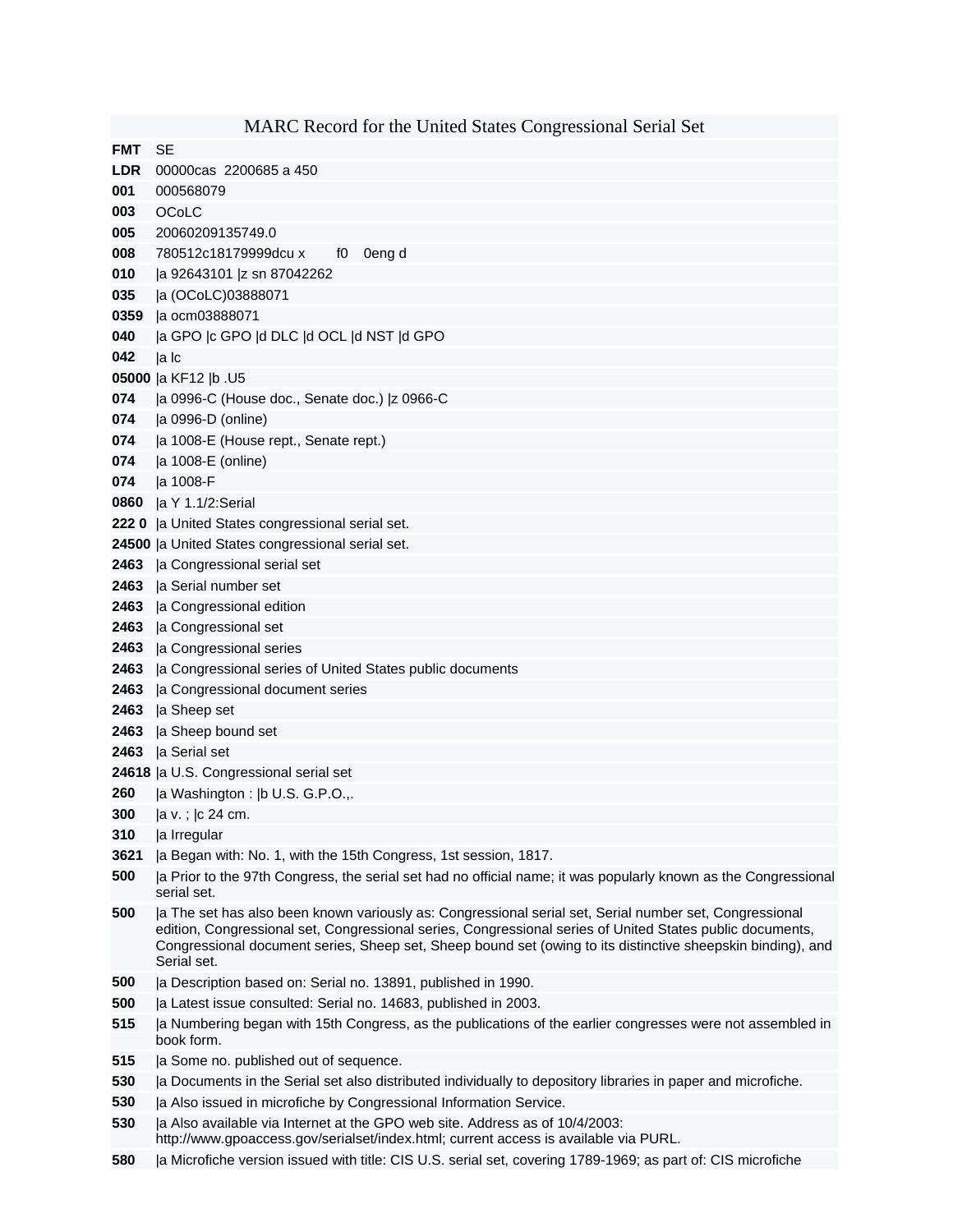| MARC Record for the United States Congressional Serial Set | |
|---|---|
| **FMT** | SE |
| **LDR** | 00000cas 2200685 a 450 |
| **001** | 000568079 |
| **003** | OCoLC |
| **005** | 20060209135749.0 |
| **008** | 780512c18179999dcu x f0 0eng d |
| **010** | \|a 92643101 \|z sn 87042262 |
| **035** | \|a (OCoLC)03888071 |
| **0359** | \|a ocm03888071 |
| **040** | \|a GPO \|c GPO \|d DLC \|d OCL \|d NST \|d GPO |
| **042** | \|a lc |
| **05000** | \|a KF12 \|b .U5 |
| **074** | \|a 0996-C (House doc., Senate doc.) \|z 0966-C |
| **074** | \|a 0996-D (online) |
| **074** | \|a 1008-E (House rept., Senate rept.) |
| **074** | \|a 1008-E (online) |
| **074** | \|a 1008-F |
| **0860** | \|a Y 1.1/2:Serial |
| **222 0** | \|a United States congressional serial set. |
| **24500** | \|a United States congressional serial set. |
| **2463** | \|a Congressional serial set |
| **2463** | \|a Serial number set |
| **2463** | \|a Congressional edition |
| **2463** | \|a Congressional set |
| **2463** | \|a Congressional series |
| **2463** | \|a Congressional series of United States public documents |
| **2463** | \|a Congressional document series |
| **2463** | \|a Sheep set |
| **2463** | \|a Sheep bound set |
| **2463** | \|a Serial set |
| **24618** | \|a U.S. Congressional serial set |
| **260** | \|a Washington : \|b U.S. G.P.O.,. |
| **300** | \|a v. ; \|c 24 cm. |
| **310** | \|a Irregular |
| **3621** | \|a Began with: No. 1, with the 15th Congress, 1st session, 1817. |
| **500** | \|a Prior to the 97th Congress, the serial set had no official name; it was popularly known as the Congressional serial set. |
| **500** | \|a The set has also been known variously as: Congressional serial set, Serial number set, Congressional edition, Congressional set, Congressional series, Congressional series of United States public documents, Congressional document series, Sheep set, Sheep bound set (owing to its distinctive sheepskin binding), and Serial set. |
| **500** | \|a Description based on: Serial no. 13891, published in 1990. |
| **500** | \|a Latest issue consulted: Serial no. 14683, published in 2003. |
| **515** | \|a Numbering began with 15th Congress, as the publications of the earlier congresses were not assembled in book form. |
| **515** | \|a Some no. published out of sequence. |
| **530** | \|a Documents in the Serial set also distributed individually to depository libraries in paper and microfiche. |
| **530** | \|a Also issued in microfiche by Congressional Information Service. |
| **530** | \|a Also available via Internet at the GPO web site. Address as of 10/4/2003: http://www.gpoaccess.gov/serialset/index.html; current access is available via PURL. |
| **580** | \|a Microfiche version issued with title: CIS U.S. serial set, covering 1789-1969; as part of: CIS microfiche |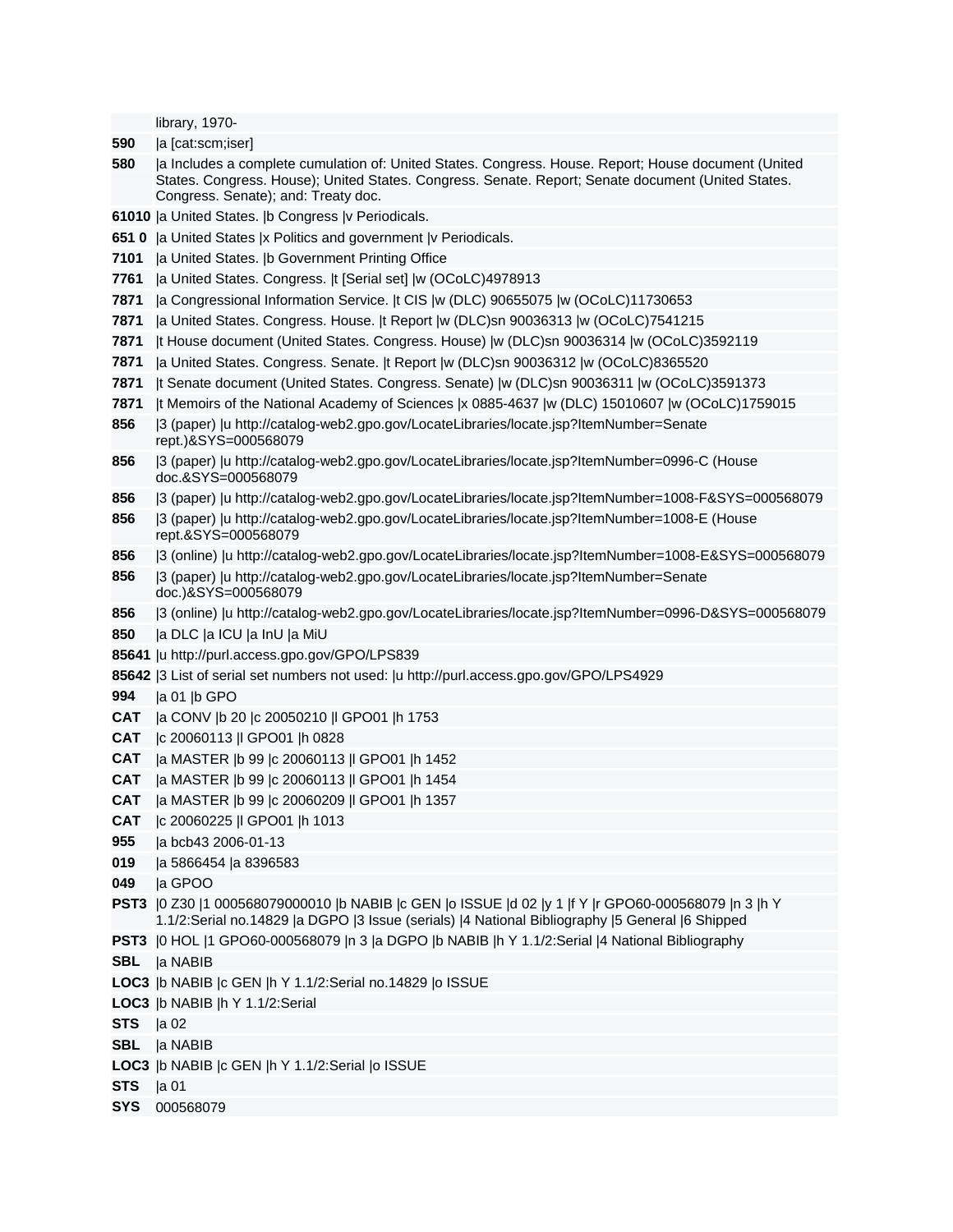| | |
|---|---|
| | library, 1970- |
| **590** | \|a [cat:scm;iser] |
| **580** | \|a Includes a complete cumulation of: United States. Congress. House. Report; House document (United States. Congress. House); United States. Congress. Senate. Report; Senate document (United States. Congress. Senate); and: Treaty doc. |
| **61010** | \|a United States. \|b Congress \|v Periodicals. |
| **651 0** | \|a United States \|x Politics and government \|v Periodicals. |
| **7101** | \|a United States. \|b Government Printing Office |
| **7761** | \|a United States. Congress. \|t [Serial set] \|w (OCoLC)4978913 |
| **7871** | \|a Congressional Information Service. \|t CIS \|w (DLC) 90655075 \|w (OCoLC)11730653 |
| **7871** | \|a United States. Congress. House. \|t Report \|w (DLC)sn 90036313 \|w (OCoLC)7541215 |
| **7871** | \|t House document (United States. Congress. House) \|w (DLC)sn 90036314 \|w (OCoLC)3592119 |
| **7871** | \|a United States. Congress. Senate. \|t Report \|w (DLC)sn 90036312 \|w (OCoLC)8365520 |
| **7871** | \|t Senate document (United States. Congress. Senate) \|w (DLC)sn 90036311 \|w (OCoLC)3591373 |
| **7871** | \|t Memoirs of the National Academy of Sciences \|x 0885-4637 \|w (DLC) 15010607 \|w (OCoLC)1759015 |
| **856** | \|3 (paper) \|u http://catalog-web2.gpo.gov/LocateLibraries/locate.jsp?ItemNumber=Senate rept.)&SYS=000568079 |
| **856** | \|3 (paper) \|u http://catalog-web2.gpo.gov/LocateLibraries/locate.jsp?ItemNumber=0996-C (House doc.&SYS=000568079 |
| **856** | \|3 (paper) \|u http://catalog-web2.gpo.gov/LocateLibraries/locate.jsp?ItemNumber=1008-F&SYS=000568079 |
| **856** | \|3 (paper) \|u http://catalog-web2.gpo.gov/LocateLibraries/locate.jsp?ItemNumber=1008-E (House rept.&SYS=000568079 |
| **856** | \|3 (online) \|u http://catalog-web2.gpo.gov/LocateLibraries/locate.jsp?ItemNumber=1008-E&SYS=000568079 |
| **856** | \|3 (paper) \|u http://catalog-web2.gpo.gov/LocateLibraries/locate.jsp?ItemNumber=Senate doc.)&SYS=000568079 |
| **856** | \|3 (online) \|u http://catalog-web2.gpo.gov/LocateLibraries/locate.jsp?ItemNumber=0996-D&SYS=000568079 |
| **850** | \|a DLC \|a ICU \|a InU \|a MiU |
| **85641** | \|u http://purl.access.gpo.gov/GPO/LPS839 |
| **85642** | \|3 List of serial set numbers not used: \|u http://purl.access.gpo.gov/GPO/LPS4929 |
| **994** | \|a 01 \|b GPO |
| **CAT** | \|a CONV \|b 20 \|c 20050210 \|l GPO01 \|h 1753 |
| **CAT** | \|c 20060113 \|l GPO01 \|h 0828 |
| **CAT** | \|a MASTER \|b 99 \|c 20060113 \|l GPO01 \|h 1452 |
| **CAT** | \|a MASTER \|b 99 \|c 20060113 \|l GPO01 \|h 1454 |
| **CAT** | \|a MASTER \|b 99 \|c 20060209 \|l GPO01 \|h 1357 |
| **CAT** | \|c 20060225 \|l GPO01 \|h 1013 |
| **955** | \|a bcb43 2006-01-13 |
| **019** | \|a 5866454 \|a 8396583 |
| **049** | \|a GPOO |
| **PST3** | \|0 Z30 \|1 000568079000010 \|b NABIB \|c GEN \|o ISSUE \|d 02 \|y 1 \|f Y \|r GPO60-000568079 \|n 3 \|h Y 1.1/2:Serial no.14829 \|a DGPO \|3 Issue (serials) \|4 National Bibliography \|5 General \|6 Shipped |
| **PST3** | \|0 HOL \|1 GPO60-000568079 \|n 3 \|a DGPO \|b NABIB \|h Y 1.1/2:Serial \|4 National Bibliography |
| **SBL** | \|a NABIB |
| **LOC3** | \|b NABIB \|c GEN \|h Y 1.1/2:Serial no.14829 \|o ISSUE |
| **LOC3** | \|b NABIB \|h Y 1.1/2:Serial |
| **STS** | \|a 02 |
| **SBL** | \|a NABIB |
| **LOC3** | \|b NABIB \|c GEN \|h Y 1.1/2:Serial \|o ISSUE |
| **STS** | \|a 01 |
| **SYS** | 000568079 |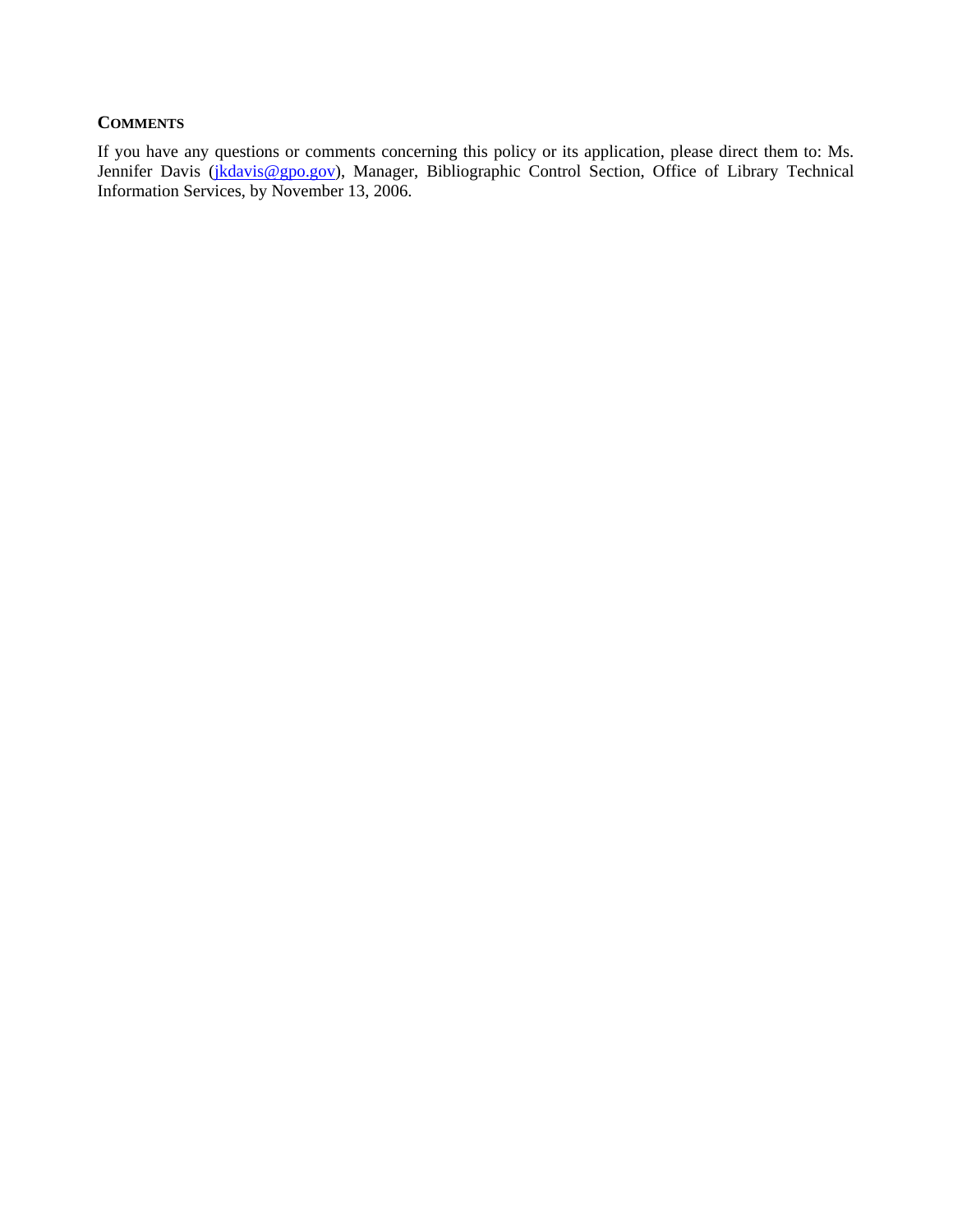## Comments

If you have any questions or comments concerning this policy or its application, please direct them to: Ms. Jennifer Davis (jkdavis@gpo.gov), Manager, Bibliographic Control Section, Office of Library Technical Information Services, by November 13, 2006.